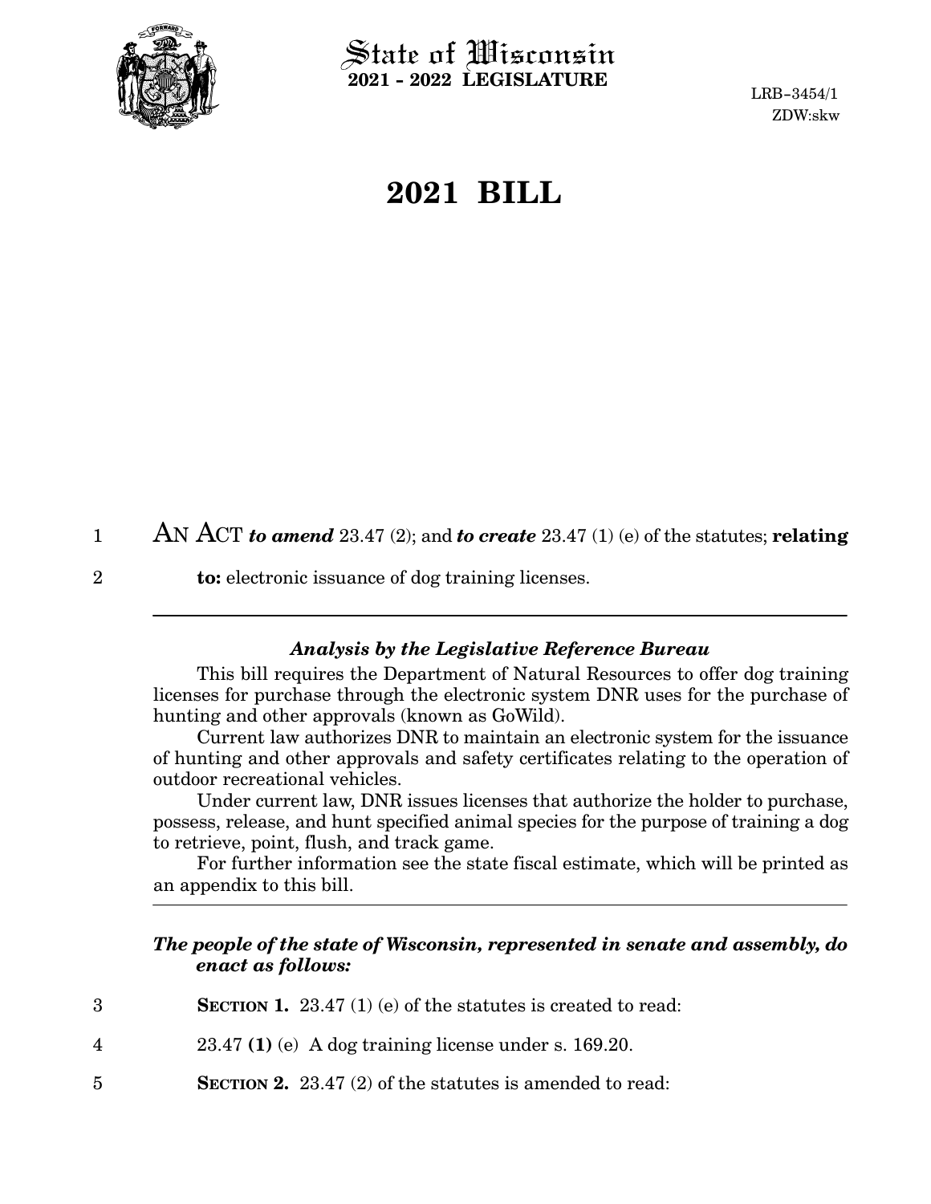State of Wisconsin
**2021 - 2022 LEGISLATURE**

LRB-3454/1
ZDW:skw

# 2021 BILL

AN ACT ***to amend*** 23.47 (2); and ***to create*** 23.47 (1) (e) of the statutes; **relating to:** electronic issuance of dog training licenses.

---

### *Analysis by the Legislative Reference Bureau*

This bill requires the Department of Natural Resources to offer dog training licenses for purchase through the electronic system DNR uses for the purchase of hunting and other approvals (known as GoWild).

Current law authorizes DNR to maintain an electronic system for the issuance of hunting and other approvals and safety certificates relating to the operation of outdoor recreational vehicles.

Under current law, DNR issues licenses that authorize the holder to purchase, possess, release, and hunt specified animal species for the purpose of training a dog to retrieve, point, flush, and track game.

For further information see the state fiscal estimate, which will be printed as an appendix to this bill.

---

***The people of the state of Wisconsin, represented in senate and assembly, do enact as follows:***

**SECTION 1.** 23.47 (1) (e) of the statutes is created to read:

23.47 **(1)** (e) A dog training license under s. 169.20.

**SECTION 2.** 23.47 (2) of the statutes is amended to read: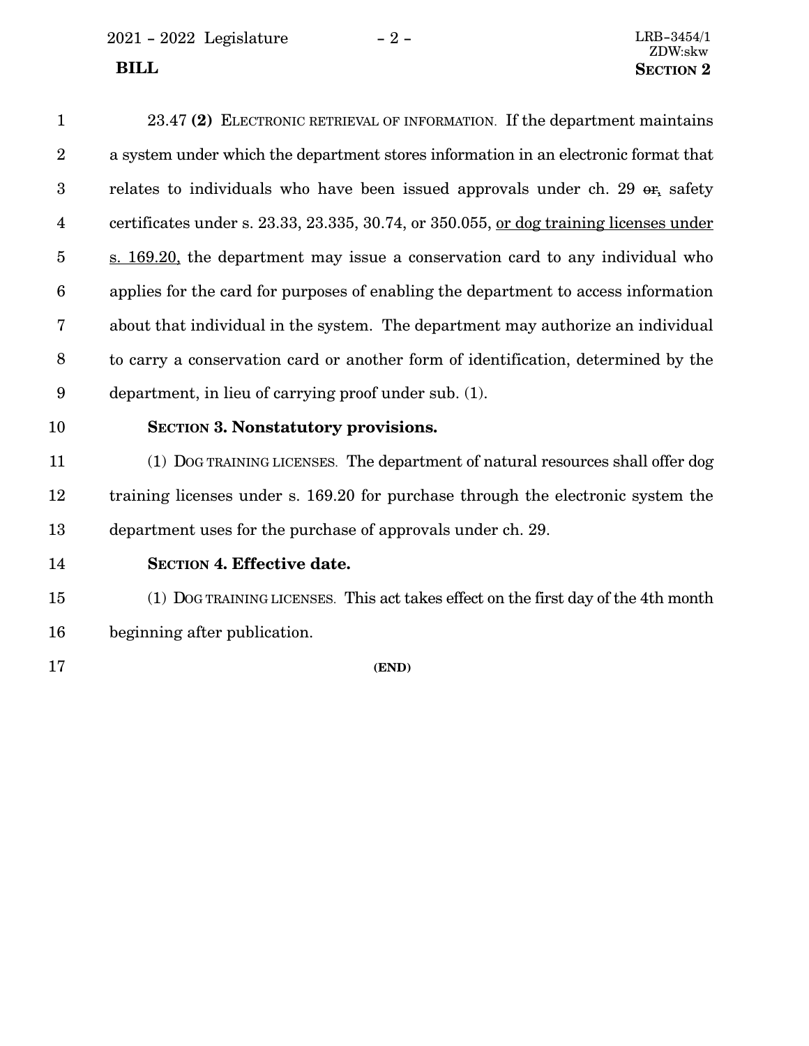23.47 **(2)** ELECTRONIC RETRIEVAL OF INFORMATION. If the department maintains a system under which the department stores information in an electronic format that relates to individuals who have been issued approvals under ch. 29 ~~or~~, safety certificates under s. 23.33, 23.335, 30.74, or 350.055, <u>or dog training licenses under s. 169.20,</u> the department may issue a conservation card to any individual who applies for the card for purposes of enabling the department to access information about that individual in the system. The department may authorize an individual to carry a conservation card or another form of identification, determined by the department, in lieu of carrying proof under sub. (1).

**SECTION 3. Nonstatutory provisions.**

(1) DOG TRAINING LICENSES. The department of natural resources shall offer dog training licenses under s. 169.20 for purchase through the electronic system the department uses for the purchase of approvals under ch. 29.

**SECTION 4. Effective date.**

(1) DOG TRAINING LICENSES. This act takes effect on the first day of the 4th month beginning after publication.

**(END)**